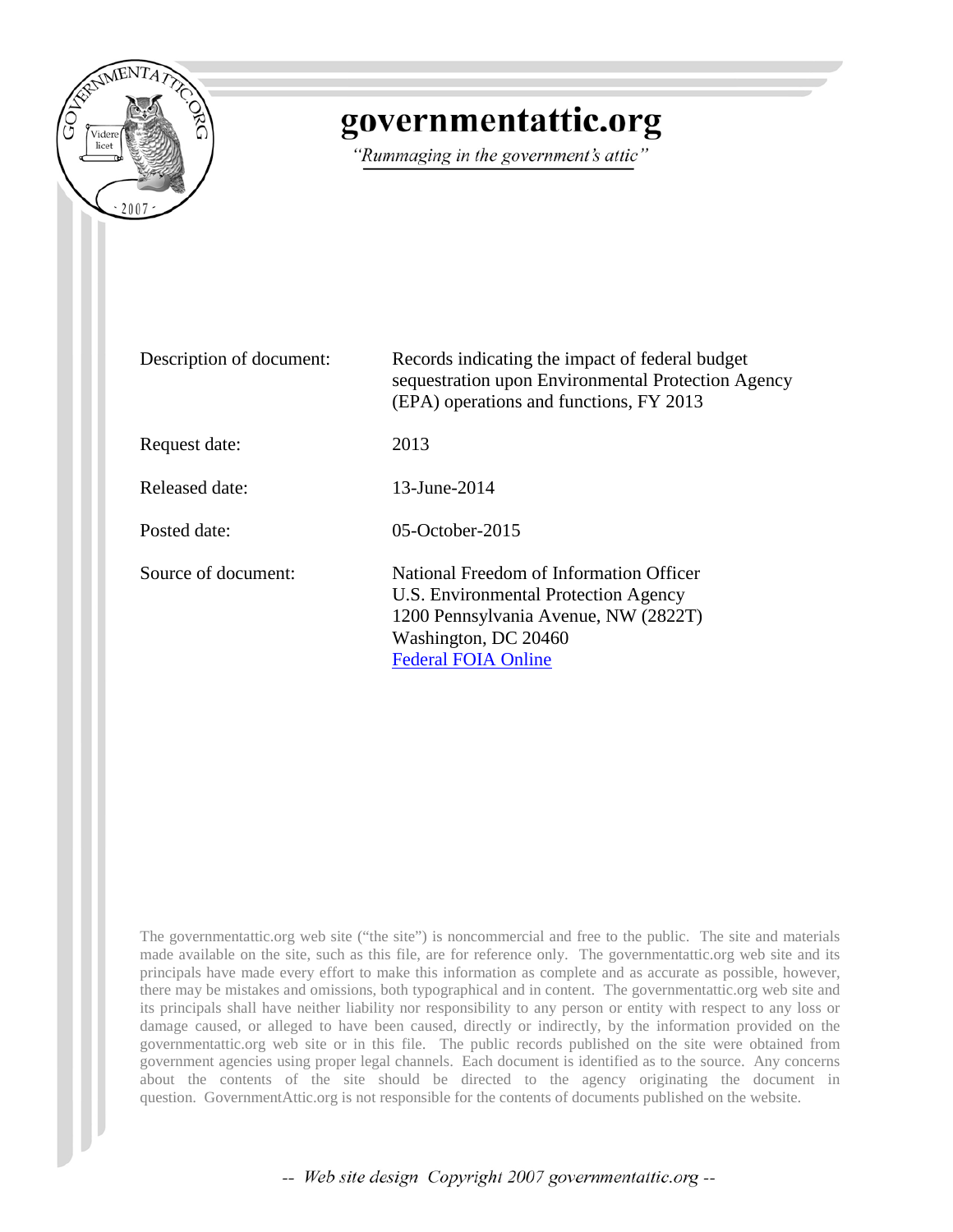# governmentattic.org

*"Rummaging in the government's attic"*

| | |
|---|---|
| Description of document: | Records indicating the impact of federal budget sequestration upon Environmental Protection Agency (EPA) operations and functions, FY 2013 |
| Request date: | 2013 |
| Released date: | 13-June-2014 |
| Posted date: | 05-October-2015 |
| Source of document: | National Freedom of Information Officer<br>U.S. Environmental Protection Agency<br>1200 Pennsylvania Avenue, NW (2822T)<br>Washington, DC 20460<br>Federal FOIA Online |

The governmentattic.org web site ("the site") is noncommercial and free to the public. The site and materials made available on the site, such as this file, are for reference only. The governmentattic.org web site and its principals have made every effort to make this information as complete and as accurate as possible, however, there may be mistakes and omissions, both typographical and in content. The governmentattic.org web site and its principals shall have neither liability nor responsibility to any person or entity with respect to any loss or damage caused, or alleged to have been caused, directly or indirectly, by the information provided on the governmentattic.org web site or in this file. The public records published on the site were obtained from government agencies using proper legal channels. Each document is identified as to the source. Any concerns about the contents of the site should be directed to the agency originating the document in question. GovernmentAttic.org is not responsible for the contents of documents published on the website.

*-- Web site design Copyright 2007 governmentattic.org --*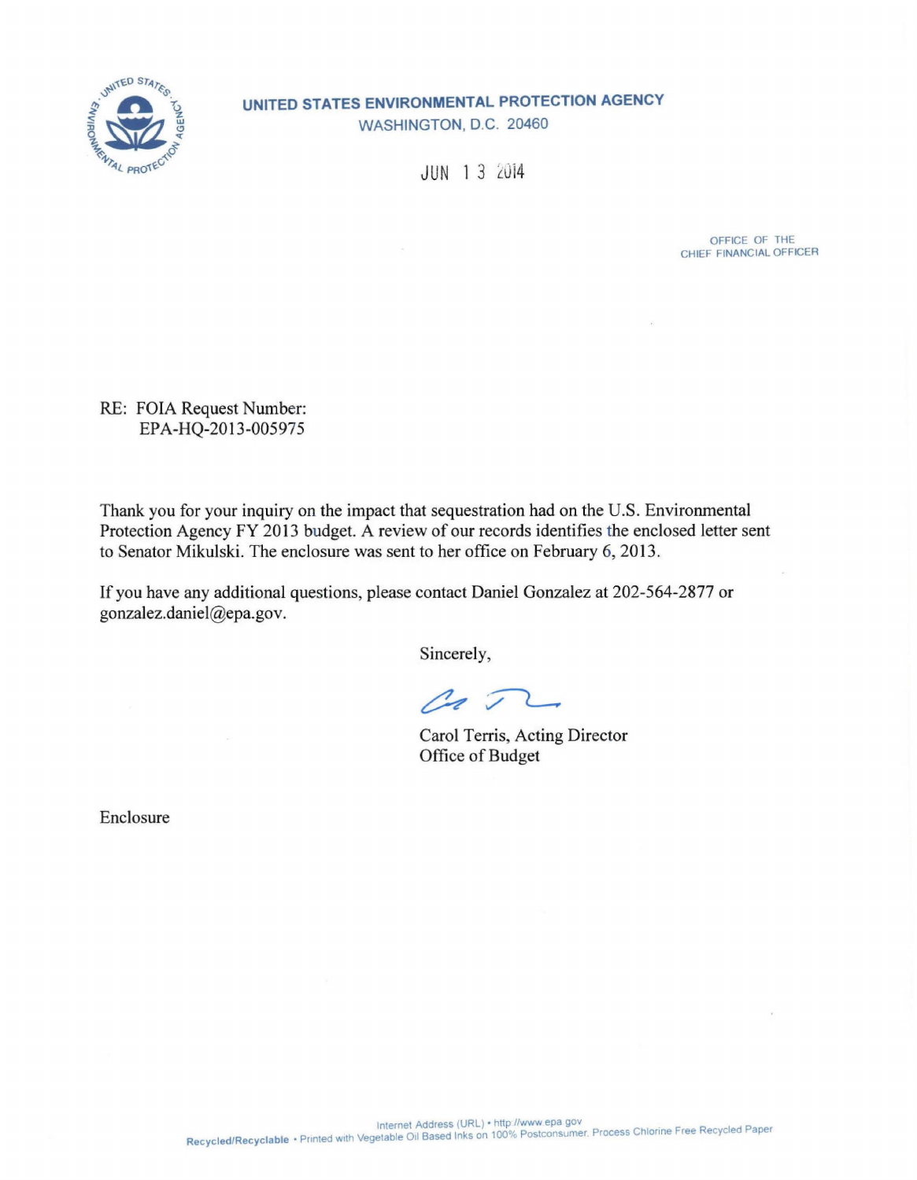# UNITED STATES ENVIRONMENTAL PROTECTION AGENCY

WASHINGTON, D.C. 20460

JUN 13 2014

OFFICE OF THE
CHIEF FINANCIAL OFFICER

RE: FOIA Request Number:
EPA-HQ-2013-005975

Thank you for your inquiry on the impact that sequestration had on the U.S. Environmental Protection Agency FY 2013 budget. A review of our records identifies the enclosed letter sent to Senator Mikulski. The enclosure was sent to her office on February 6, 2013.

If you have any additional questions, please contact Daniel Gonzalez at 202-564-2877 or gonzalez.daniel@epa.gov.

Sincerely,

Carol Terris, Acting Director
Office of Budget

Enclosure

Internet Address (URL) • http://www.epa.gov
Recycled/Recyclable • Printed with Vegetable Oil Based Inks on 100% Postconsumer, Process Chlorine Free Recycled Paper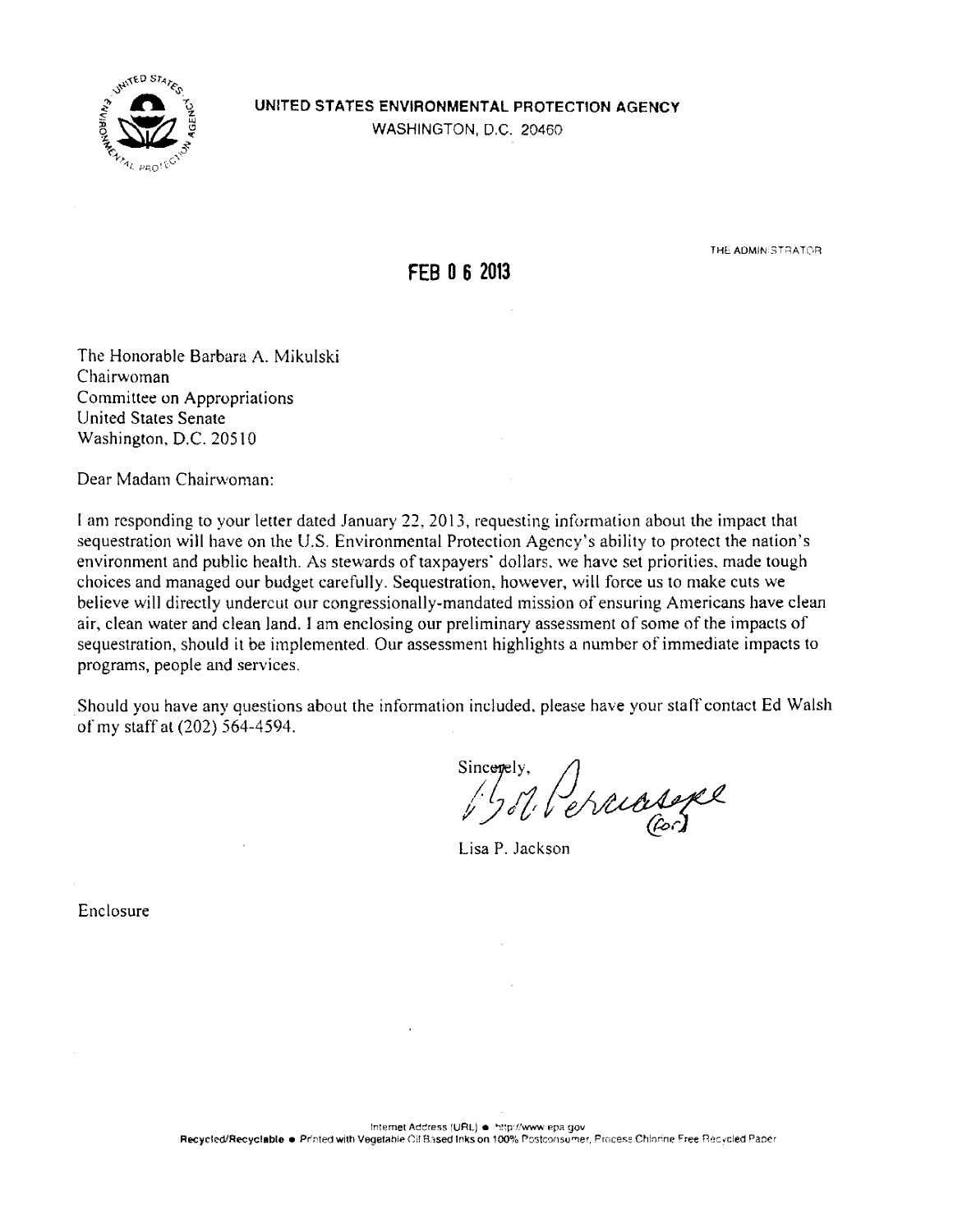**UNITED STATES ENVIRONMENTAL PROTECTION AGENCY**
WASHINGTON, D.C. 20460

THE ADMINISTRATOR

**FEB 0 6 2013**

The Honorable Barbara A. Mikulski
Chairwoman
Committee on Appropriations
United States Senate
Washington, D.C. 20510

Dear Madam Chairwoman:

I am responding to your letter dated January 22, 2013, requesting information about the impact that sequestration will have on the U.S. Environmental Protection Agency's ability to protect the nation's environment and public health. As stewards of taxpayers' dollars, we have set priorities, made tough choices and managed our budget carefully. Sequestration, however, will force us to make cuts we believe will directly undercut our congressionally-mandated mission of ensuring Americans have clean air, clean water and clean land. I am enclosing our preliminary assessment of some of the impacts of sequestration, should it be implemented. Our assessment highlights a number of immediate impacts to programs, people and services.

Should you have any questions about the information included, please have your staff contact Ed Walsh of my staff at (202) 564-4594.

Sincerely,

Lisa P. Jackson

Enclosure

Internet Address (URL) • http://www.epa.gov
**Recycled/Recyclable** • Printed with Vegetable Oil Based Inks on 100% Postconsumer, Process Chlorine Free Recycled Paper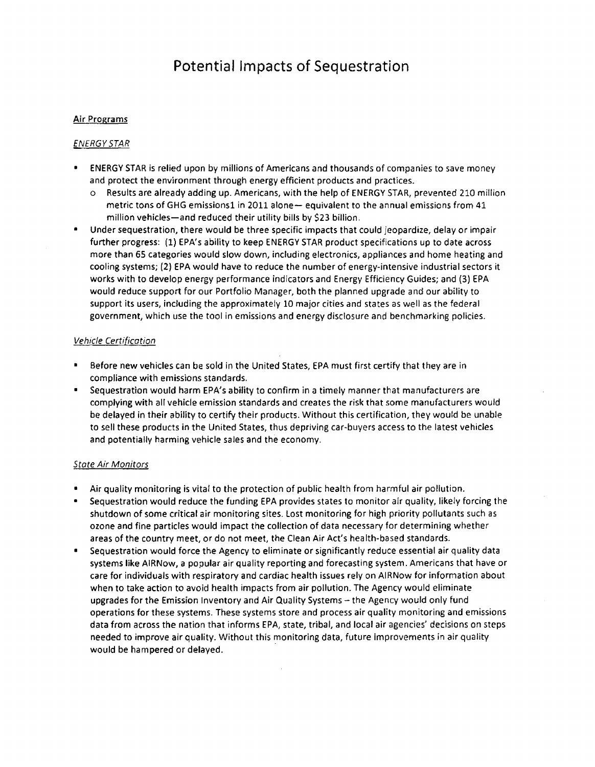# Potential Impacts of Sequestration

## Air Programs

### *ENERGY STAR*

- ENERGY STAR is relied upon by millions of Americans and thousands of companies to save money and protect the environment through energy efficient products and practices.
  - Results are already adding up. Americans, with the help of ENERGY STAR, prevented 210 million metric tons of GHG emissions[1] in 2011 alone— equivalent to the annual emissions from 41 million vehicles—and reduced their utility bills by $23 billion.
- Under sequestration, there would be three specific impacts that could jeopardize, delay or impair further progress: (1) EPA's ability to keep ENERGY STAR product specifications up to date across more than 65 categories would slow down, including electronics, appliances and home heating and cooling systems; (2) EPA would have to reduce the number of energy-intensive industrial sectors it works with to develop energy performance indicators and Energy Efficiency Guides; and (3) EPA would reduce support for our Portfolio Manager, both the planned upgrade and our ability to support its users, including the approximately 10 major cities and states as well as the federal government, which use the tool in emissions and energy disclosure and benchmarking policies.

### *Vehicle Certification*

- Before new vehicles can be sold in the United States, EPA must first certify that they are in compliance with emissions standards.
- Sequestration would harm EPA's ability to confirm in a timely manner that manufacturers are complying with all vehicle emission standards and creates the risk that some manufacturers would be delayed in their ability to certify their products. Without this certification, they would be unable to sell these products in the United States, thus depriving car-buyers access to the latest vehicles and potentially harming vehicle sales and the economy.

### *State Air Monitors*

- Air quality monitoring is vital to the protection of public health from harmful air pollution.
- Sequestration would reduce the funding EPA provides states to monitor air quality, likely forcing the shutdown of some critical air monitoring sites. Lost monitoring for high priority pollutants such as ozone and fine particles would impact the collection of data necessary for determining whether areas of the country meet, or do not meet, the Clean Air Act's health-based standards.
- Sequestration would force the Agency to eliminate or significantly reduce essential air quality data systems like AIRNow, a popular air quality reporting and forecasting system. Americans that have or care for individuals with respiratory and cardiac health issues rely on AIRNow for information about when to take action to avoid health impacts from air pollution. The Agency would eliminate upgrades for the Emission Inventory and Air Quality Systems – the Agency would only fund operations for these systems. These systems store and process air quality monitoring and emissions data from across the nation that informs EPA, state, tribal, and local air agencies' decisions on steps needed to improve air quality. Without this monitoring data, future improvements in air quality would be hampered or delayed.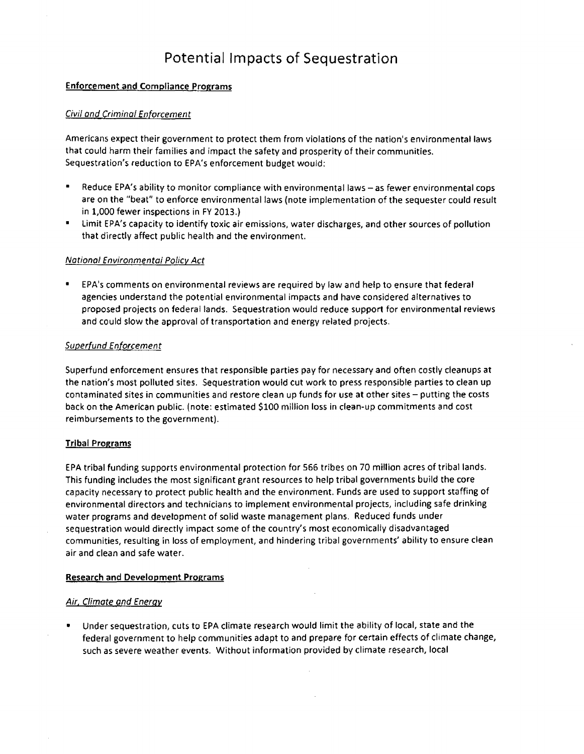# Potential Impacts of Sequestration

**Enforcement and Compliance Programs**

*Civil and Criminal Enforcement*

Americans expect their government to protect them from violations of the nation's environmental laws that could harm their families and impact the safety and prosperity of their communities. Sequestration's reduction to EPA's enforcement budget would:

- Reduce EPA's ability to monitor compliance with environmental laws – as fewer environmental cops are on the "beat" to enforce environmental laws (note implementation of the sequester could result in 1,000 fewer inspections in FY 2013.)
- Limit EPA's capacity to identify toxic air emissions, water discharges, and other sources of pollution that directly affect public health and the environment.

*National Environmental Policy Act*

- EPA's comments on environmental reviews are required by law and help to ensure that federal agencies understand the potential environmental impacts and have considered alternatives to proposed projects on federal lands. Sequestration would reduce support for environmental reviews and could slow the approval of transportation and energy related projects.

*Superfund Enforcement*

Superfund enforcement ensures that responsible parties pay for necessary and often costly cleanups at the nation's most polluted sites. Sequestration would cut work to press responsible parties to clean up contaminated sites in communities and restore clean up funds for use at other sites – putting the costs back on the American public. (note: estimated $100 million loss in clean-up commitments and cost reimbursements to the government).

**Tribal Programs**

EPA tribal funding supports environmental protection for 566 tribes on 70 million acres of tribal lands. This funding includes the most significant grant resources to help tribal governments build the core capacity necessary to protect public health and the environment. Funds are used to support staffing of environmental directors and technicians to implement environmental projects, including safe drinking water programs and development of solid waste management plans. Reduced funds under sequestration would directly impact some of the country's most economically disadvantaged communities, resulting in loss of employment, and hindering tribal governments' ability to ensure clean air and clean and safe water.

**Research and Development Programs**

*Air, Climate and Energy*

- Under sequestration, cuts to EPA climate research would limit the ability of local, state and the federal government to help communities adapt to and prepare for certain effects of climate change, such as severe weather events. Without information provided by climate research, local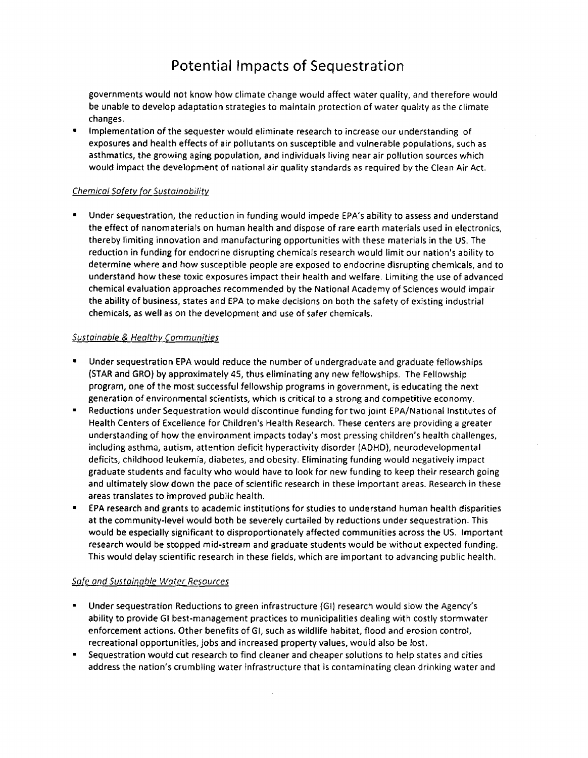governments would not know how climate change would affect water quality, and therefore would be unable to develop adaptation strategies to maintain protection of water quality as the climate changes.

- Implementation of the sequester would eliminate research to increase our understanding of exposures and health effects of air pollutants on susceptible and vulnerable populations, such as asthmatics, the growing aging population, and individuals living near air pollution sources which would impact the development of national air quality standards as required by the Clean Air Act.

*Chemical Safety for Sustainability*

- Under sequestration, the reduction in funding would impede EPA's ability to assess and understand the effect of nanomaterials on human health and dispose of rare earth materials used in electronics, thereby limiting innovation and manufacturing opportunities with these materials in the US. The reduction in funding for endocrine disrupting chemicals research would limit our nation's ability to determine where and how susceptible people are exposed to endocrine disrupting chemicals, and to understand how these toxic exposures impact their health and welfare. Limiting the use of advanced chemical evaluation approaches recommended by the National Academy of Sciences would impair the ability of business, states and EPA to make decisions on both the safety of existing industrial chemicals, as well as on the development and use of safer chemicals.

*Sustainable & Healthy Communities*

- Under sequestration EPA would reduce the number of undergraduate and graduate fellowships (STAR and GRO) by approximately 45, thus eliminating any new fellowships. The Fellowship program, one of the most successful fellowship programs in government, is educating the next generation of environmental scientists, which is critical to a strong and competitive economy.
- Reductions under Sequestration would discontinue funding for two joint EPA/National Institutes of Health Centers of Excellence for Children's Health Research. These centers are providing a greater understanding of how the environment impacts today's most pressing children's health challenges, including asthma, autism, attention deficit hyperactivity disorder (ADHD), neurodevelopmental deficits, childhood leukemia, diabetes, and obesity. Eliminating funding would negatively impact graduate students and faculty who would have to look for new funding to keep their research going and ultimately slow down the pace of scientific research in these important areas. Research in these areas translates to improved public health.
- EPA research and grants to academic institutions for studies to understand human health disparities at the community-level would both be severely curtailed by reductions under sequestration. This would be especially significant to disproportionately affected communities across the US. Important research would be stopped mid-stream and graduate students would be without expected funding. This would delay scientific research in these fields, which are important to advancing public health.

*Safe and Sustainable Water Resources*

- Under sequestration Reductions to green infrastructure (GI) research would slow the Agency's ability to provide GI best-management practices to municipalities dealing with costly stormwater enforcement actions. Other benefits of GI, such as wildlife habitat, flood and erosion control, recreational opportunities, jobs and increased property values, would also be lost.
- Sequestration would cut research to find cleaner and cheaper solutions to help states and cities address the nation's crumbling water infrastructure that is contaminating clean drinking water and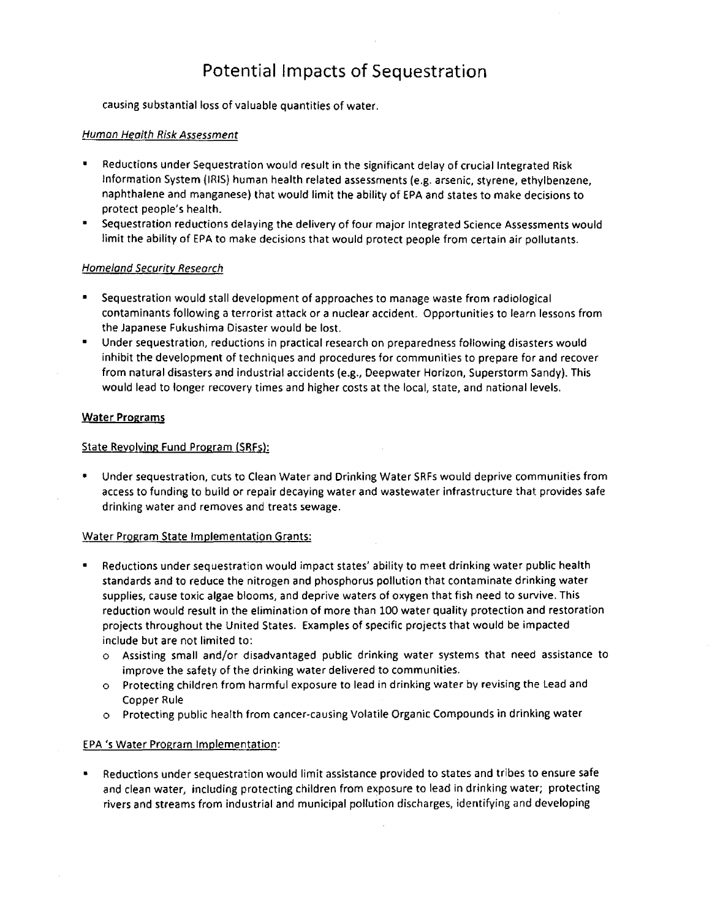causing substantial loss of valuable quantities of water.

*Human Health Risk Assessment*

- Reductions under Sequestration would result in the significant delay of crucial Integrated Risk Information System (IRIS) human health related assessments (e.g. arsenic, styrene, ethylbenzene, naphthalene and manganese) that would limit the ability of EPA and states to make decisions to protect people's health.
- Sequestration reductions delaying the delivery of four major Integrated Science Assessments would limit the ability of EPA to make decisions that would protect people from certain air pollutants.

*Homeland Security Research*

- Sequestration would stall development of approaches to manage waste from radiological contaminants following a terrorist attack or a nuclear accident. Opportunities to learn lessons from the Japanese Fukushima Disaster would be lost.
- Under sequestration, reductions in practical research on preparedness following disasters would inhibit the development of techniques and procedures for communities to prepare for and recover from natural disasters and industrial accidents (e.g., Deepwater Horizon, Superstorm Sandy). This would lead to longer recovery times and higher costs at the local, state, and national levels.

**Water Programs**

State Revolving Fund Program (SRFs):

- Under sequestration, cuts to Clean Water and Drinking Water SRFs would deprive communities from access to funding to build or repair decaying water and wastewater infrastructure that provides safe drinking water and removes and treats sewage.

Water Program State Implementation Grants:

- Reductions under sequestration would impact states' ability to meet drinking water public health standards and to reduce the nitrogen and phosphorus pollution that contaminate drinking water supplies, cause toxic algae blooms, and deprive waters of oxygen that fish need to survive. This reduction would result in the elimination of more than 100 water quality protection and restoration projects throughout the United States. Examples of specific projects that would be impacted include but are not limited to:
  - Assisting small and/or disadvantaged public drinking water systems that need assistance to improve the safety of the drinking water delivered to communities.
  - Protecting children from harmful exposure to lead in drinking water by revising the Lead and Copper Rule
  - Protecting public health from cancer-causing Volatile Organic Compounds in drinking water

EPA 's Water Program Implementation:

- Reductions under sequestration would limit assistance provided to states and tribes to ensure safe and clean water, including protecting children from exposure to lead in drinking water; protecting rivers and streams from industrial and municipal pollution discharges, identifying and developing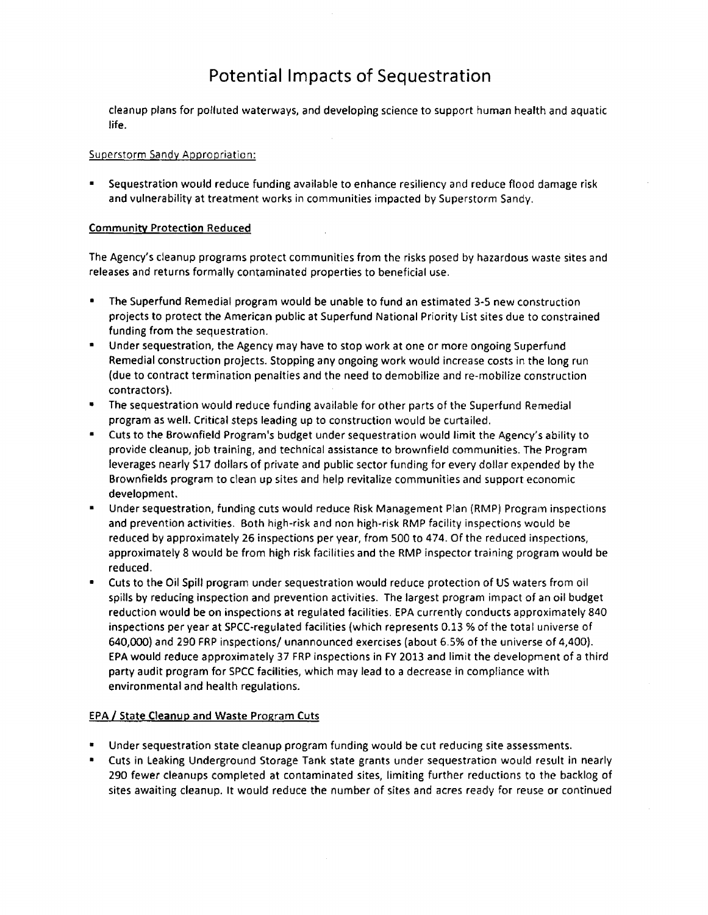# Potential Impacts of Sequestration

cleanup plans for polluted waterways, and developing science to support human health and aquatic life.

Superstorm Sandy Appropriation:

- Sequestration would reduce funding available to enhance resiliency and reduce flood damage risk and vulnerability at treatment works in communities impacted by Superstorm Sandy.

**Community Protection Reduced**

The Agency's cleanup programs protect communities from the risks posed by hazardous waste sites and releases and returns formally contaminated properties to beneficial use.

- The Superfund Remedial program would be unable to fund an estimated 3-5 new construction projects to protect the American public at Superfund National Priority List sites due to constrained funding from the sequestration.
- Under sequestration, the Agency may have to stop work at one or more ongoing Superfund Remedial construction projects. Stopping any ongoing work would increase costs in the long run (due to contract termination penalties and the need to demobilize and re-mobilize construction contractors).
- The sequestration would reduce funding available for other parts of the Superfund Remedial program as well. Critical steps leading up to construction would be curtailed.
- Cuts to the Brownfield Program's budget under sequestration would limit the Agency's ability to provide cleanup, job training, and technical assistance to brownfield communities. The Program leverages nearly $17 dollars of private and public sector funding for every dollar expended by the Brownfields program to clean up sites and help revitalize communities and support economic development.
- Under sequestration, funding cuts would reduce Risk Management Plan (RMP) Program inspections and prevention activities. Both high-risk and non high-risk RMP facility inspections would be reduced by approximately 26 inspections per year, from 500 to 474. Of the reduced inspections, approximately 8 would be from high risk facilities and the RMP inspector training program would be reduced.
- Cuts to the Oil Spill program under sequestration would reduce protection of US waters from oil spills by reducing inspection and prevention activities. The largest program impact of an oil budget reduction would be on inspections at regulated facilities. EPA currently conducts approximately 840 inspections per year at SPCC-regulated facilities (which represents 0.13 % of the total universe of 640,000) and 290 FRP inspections/ unannounced exercises (about 6.5% of the universe of 4,400). EPA would reduce approximately 37 FRP inspections in FY 2013 and limit the development of a third party audit program for SPCC facilities, which may lead to a decrease in compliance with environmental and health regulations.

EPA / State Cleanup and Waste Program Cuts

- Under sequestration state cleanup program funding would be cut reducing site assessments.
- Cuts in Leaking Underground Storage Tank state grants under sequestration would result in nearly 290 fewer cleanups completed at contaminated sites, limiting further reductions to the backlog of sites awaiting cleanup. It would reduce the number of sites and acres ready for reuse or continued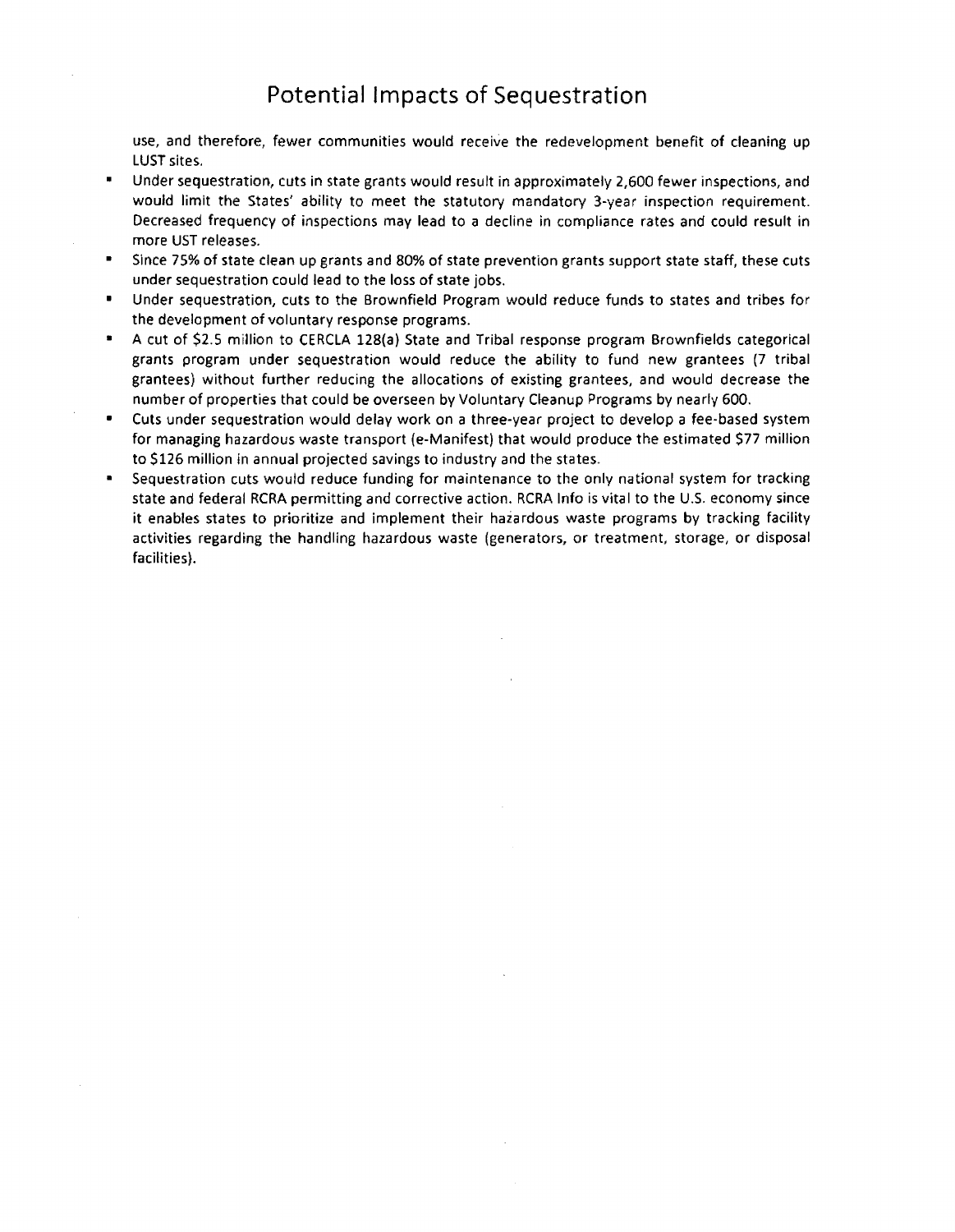# Potential Impacts of Sequestration

use, and therefore, fewer communities would receive the redevelopment benefit of cleaning up LUST sites.

- Under sequestration, cuts in state grants would result in approximately 2,600 fewer inspections, and would limit the States' ability to meet the statutory mandatory 3-year inspection requirement. Decreased frequency of inspections may lead to a decline in compliance rates and could result in more UST releases.
- Since 75% of state clean up grants and 80% of state prevention grants support state staff, these cuts under sequestration could lead to the loss of state jobs.
- Under sequestration, cuts to the Brownfield Program would reduce funds to states and tribes for the development of voluntary response programs.
- A cut of $2.5 million to CERCLA 128(a) State and Tribal response program Brownfields categorical grants program under sequestration would reduce the ability to fund new grantees (7 tribal grantees) without further reducing the allocations of existing grantees, and would decrease the number of properties that could be overseen by Voluntary Cleanup Programs by nearly 600.
- Cuts under sequestration would delay work on a three-year project to develop a fee-based system for managing hazardous waste transport (e-Manifest) that would produce the estimated $77 million to $126 million in annual projected savings to industry and the states.
- Sequestration cuts would reduce funding for maintenance to the only national system for tracking state and federal RCRA permitting and corrective action. RCRA Info is vital to the U.S. economy since it enables states to prioritize and implement their hazardous waste programs by tracking facility activities regarding the handling hazardous waste (generators, or treatment, storage, or disposal facilities).